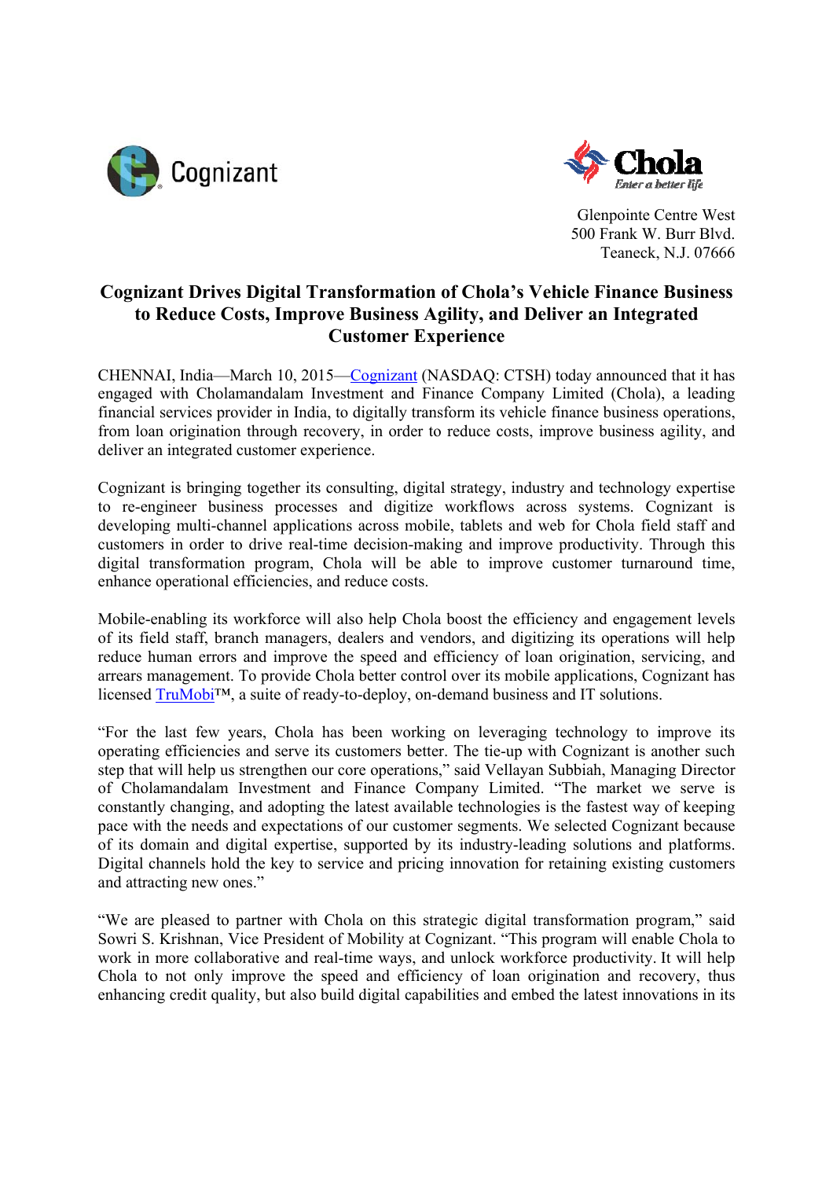Cognizant

Chola
Enter a better life

Glenpointe Centre West
500 Frank W. Burr Blvd.
Teaneck, N.J. 07666

# Cognizant Drives Digital Transformation of Chola's Vehicle Finance Business to Reduce Costs, Improve Business Agility, and Deliver an Integrated Customer Experience

CHENNAI, India—March 10, 2015—Cognizant (NASDAQ: CTSH) today announced that it has engaged with Cholamandalam Investment and Finance Company Limited (Chola), a leading financial services provider in India, to digitally transform its vehicle finance business operations, from loan origination through recovery, in order to reduce costs, improve business agility, and deliver an integrated customer experience.

Cognizant is bringing together its consulting, digital strategy, industry and technology expertise to re-engineer business processes and digitize workflows across systems. Cognizant is developing multi-channel applications across mobile, tablets and web for Chola field staff and customers in order to drive real-time decision-making and improve productivity. Through this digital transformation program, Chola will be able to improve customer turnaround time, enhance operational efficiencies, and reduce costs.

Mobile-enabling its workforce will also help Chola boost the efficiency and engagement levels of its field staff, branch managers, dealers and vendors, and digitizing its operations will help reduce human errors and improve the speed and efficiency of loan origination, servicing, and arrears management. To provide Chola better control over its mobile applications, Cognizant has licensed TruMobi™, a suite of ready-to-deploy, on-demand business and IT solutions.

"For the last few years, Chola has been working on leveraging technology to improve its operating efficiencies and serve its customers better. The tie-up with Cognizant is another such step that will help us strengthen our core operations," said Vellayan Subbiah, Managing Director of Cholamandalam Investment and Finance Company Limited. "The market we serve is constantly changing, and adopting the latest available technologies is the fastest way of keeping pace with the needs and expectations of our customer segments. We selected Cognizant because of its domain and digital expertise, supported by its industry-leading solutions and platforms. Digital channels hold the key to service and pricing innovation for retaining existing customers and attracting new ones."

"We are pleased to partner with Chola on this strategic digital transformation program," said Sowri S. Krishnan, Vice President of Mobility at Cognizant. "This program will enable Chola to work in more collaborative and real-time ways, and unlock workforce productivity. It will help Chola to not only improve the speed and efficiency of loan origination and recovery, thus enhancing credit quality, but also build digital capabilities and embed the latest innovations in its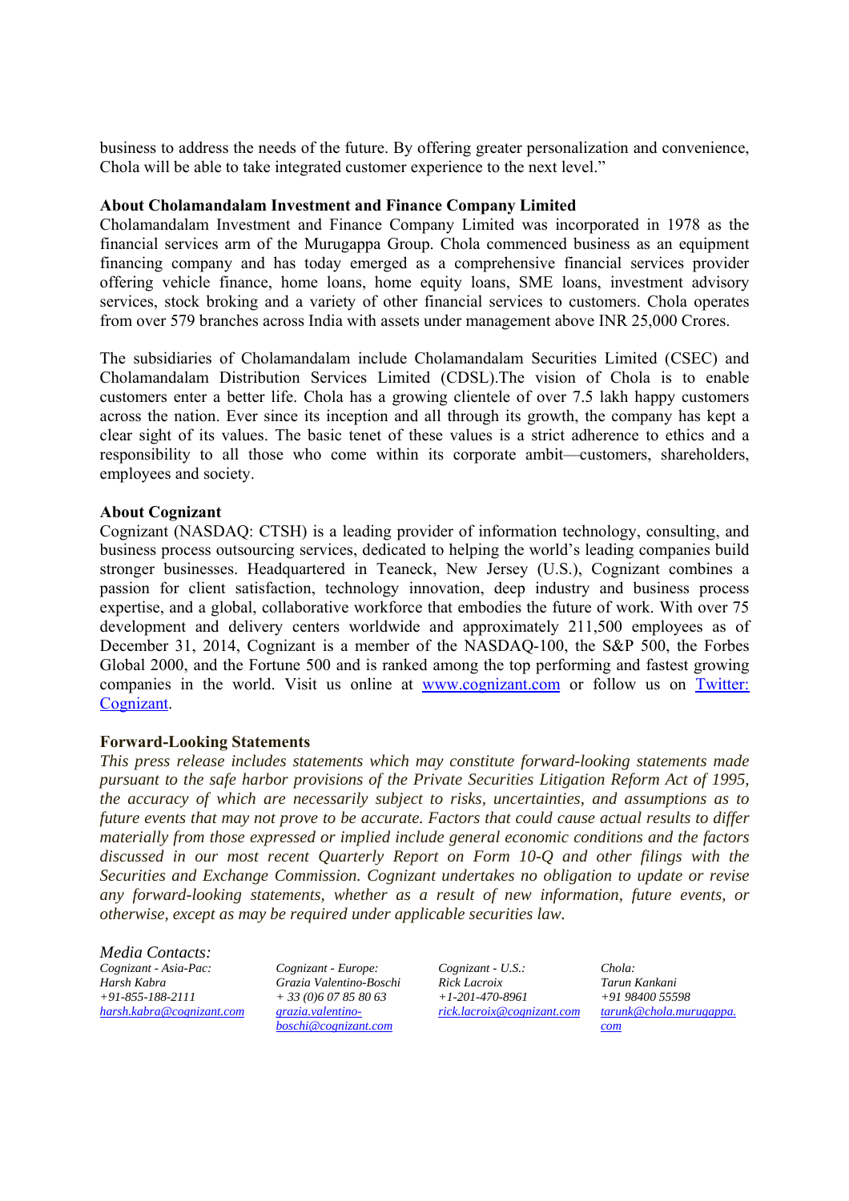business to address the needs of the future. By offering greater personalization and convenience, Chola will be able to take integrated customer experience to the next level."

**About Cholamandalam Investment and Finance Company Limited**

Cholamandalam Investment and Finance Company Limited was incorporated in 1978 as the financial services arm of the Murugappa Group. Chola commenced business as an equipment financing company and has today emerged as a comprehensive financial services provider offering vehicle finance, home loans, home equity loans, SME loans, investment advisory services, stock broking and a variety of other financial services to customers. Chola operates from over 579 branches across India with assets under management above INR 25,000 Crores.

The subsidiaries of Cholamandalam include Cholamandalam Securities Limited (CSEC) and Cholamandalam Distribution Services Limited (CDSL).The vision of Chola is to enable customers enter a better life. Chola has a growing clientele of over 7.5 lakh happy customers across the nation. Ever since its inception and all through its growth, the company has kept a clear sight of its values. The basic tenet of these values is a strict adherence to ethics and a responsibility to all those who come within its corporate ambit—customers, shareholders, employees and society.

**About Cognizant**

Cognizant (NASDAQ: CTSH) is a leading provider of information technology, consulting, and business process outsourcing services, dedicated to helping the world's leading companies build stronger businesses. Headquartered in Teaneck, New Jersey (U.S.), Cognizant combines a passion for client satisfaction, technology innovation, deep industry and business process expertise, and a global, collaborative workforce that embodies the future of work. With over 75 development and delivery centers worldwide and approximately 211,500 employees as of December 31, 2014, Cognizant is a member of the NASDAQ-100, the S&P 500, the Forbes Global 2000, and the Fortune 500 and is ranked among the top performing and fastest growing companies in the world. Visit us online at [www.cognizant.com](http://www.cognizant.com) or follow us on [Twitter: Cognizant](https://twitter.com/Cognizant).

**Forward-Looking Statements**

*This press release includes statements which may constitute forward-looking statements made pursuant to the safe harbor provisions of the Private Securities Litigation Reform Act of 1995, the accuracy of which are necessarily subject to risks, uncertainties, and assumptions as to future events that may not prove to be accurate. Factors that could cause actual results to differ materially from those expressed or implied include general economic conditions and the factors discussed in our most recent Quarterly Report on Form 10-Q and other filings with the Securities and Exchange Commission. Cognizant undertakes no obligation to update or revise any forward-looking statements, whether as a result of new information, future events, or otherwise, except as may be required under applicable securities law.*

*Media Contacts:*

*Cognizant - Asia-Pac:*
*Harsh Kabra*
*+91-855-188-2111*
*harsh.kabra@cognizant.com*

*Cognizant - Europe:*
*Grazia Valentino-Boschi*
*+ 33 (0)6 07 85 80 63*
*grazia.valentino-boschi@cognizant.com*

*Cognizant - U.S.:*
*Rick Lacroix*
*+1-201-470-8961*
*rick.lacroix@cognizant.com*

*Chola:*
*Tarun Kankani*
*+91 98400 55598*
*tarunk@chola.murugappa.com*